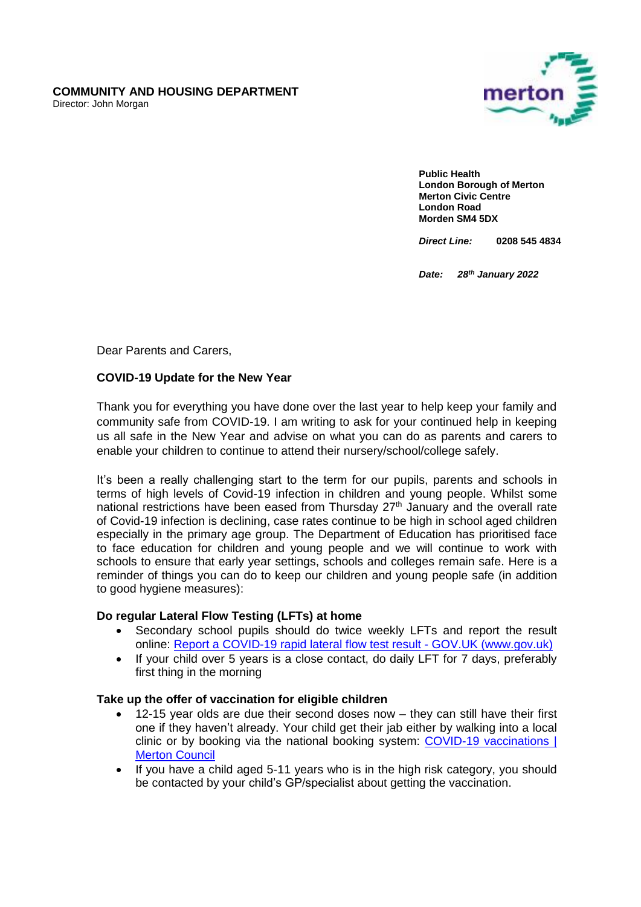**COMMUNITY AND HOUSING DEPARTMENT**
Director: John Morgan

**Public Health**
**London Borough of Merton**
**Merton Civic Centre**
**London Road**
**Morden SM4 5DX**

***Direct Line:*** **0208 545 4834**

***Date:*** ***28th January 2022***

Dear Parents and Carers,

**COVID-19 Update for the New Year**

Thank you for everything you have done over the last year to help keep your family and community safe from COVID-19. I am writing to ask for your continued help in keeping us all safe in the New Year and advise on what you can do as parents and carers to enable your children to continue to attend their nursery/school/college safely.

It's been a really challenging start to the term for our pupils, parents and schools in terms of high levels of Covid-19 infection in children and young people. Whilst some national restrictions have been eased from Thursday 27th January and the overall rate of Covid-19 infection is declining, case rates continue to be high in school aged children especially in the primary age group. The Department of Education has prioritised face to face education for children and young people and we will continue to work with schools to ensure that early year settings, schools and colleges remain safe. Here is a reminder of things you can do to keep our children and young people safe (in addition to good hygiene measures):

**Do regular Lateral Flow Testing (LFTs) at home**

- Secondary school pupils should do twice weekly LFTs and report the result online: [Report a COVID-19 rapid lateral flow test result - GOV.UK (www.gov.uk)]
- If your child over 5 years is a close contact, do daily LFT for 7 days, preferably first thing in the morning

**Take up the offer of vaccination for eligible children**

- 12-15 year olds are due their second doses now – they can still have their first one if they haven't already. Your child get their jab either by walking into a local clinic or by booking via the national booking system: [COVID-19 vaccinations | Merton Council]
- If you have a child aged 5-11 years who is in the high risk category, you should be contacted by your child's GP/specialist about getting the vaccination.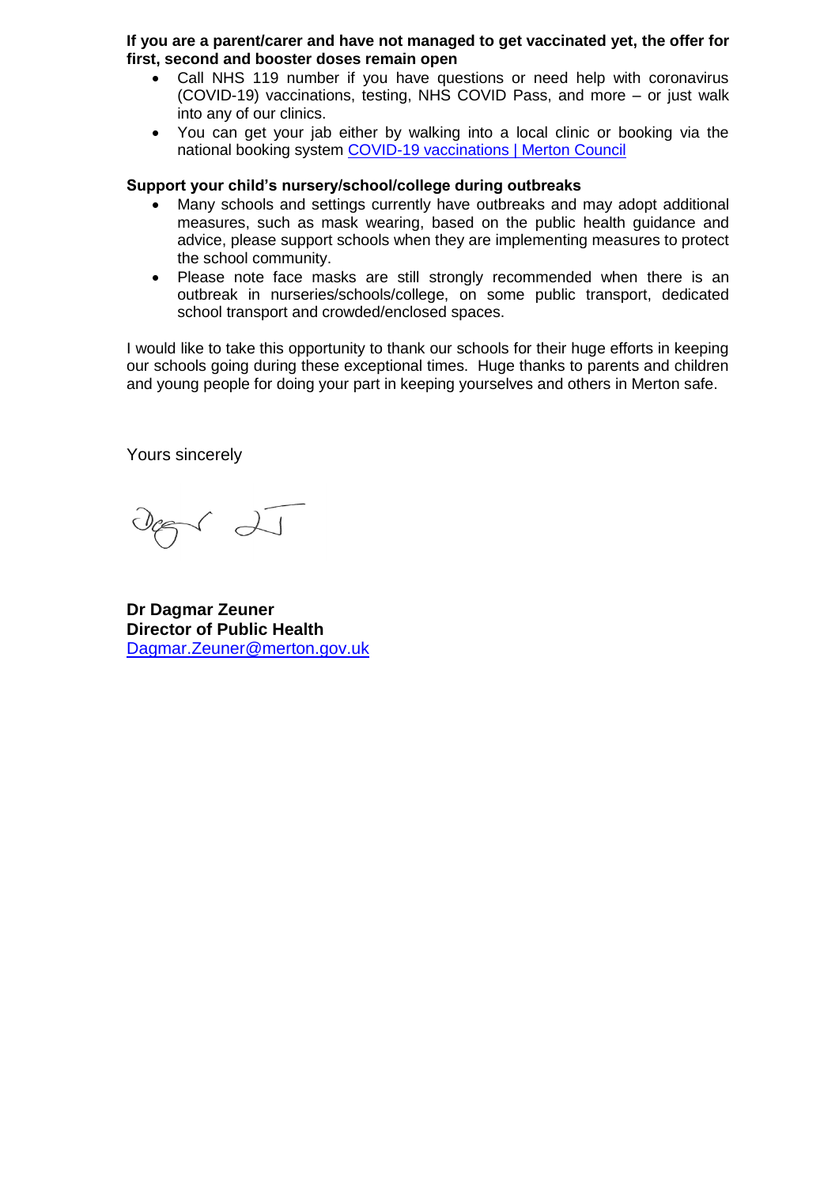**If you are a parent/carer and have not managed to get vaccinated yet, the offer for first, second and booster doses remain open**

- Call NHS 119 number if you have questions or need help with coronavirus (COVID-19) vaccinations, testing, NHS COVID Pass, and more – or just walk into any of our clinics.
- You can get your jab either by walking into a local clinic or booking via the national booking system [COVID-19 vaccinations | Merton Council]

**Support your child's nursery/school/college during outbreaks**

- Many schools and settings currently have outbreaks and may adopt additional measures, such as mask wearing, based on the public health guidance and advice, please support schools when they are implementing measures to protect the school community.
- Please note face masks are still strongly recommended when there is an outbreak in nurseries/schools/college, on some public transport, dedicated school transport and crowded/enclosed spaces.

I would like to take this opportunity to thank our schools for their huge efforts in keeping our schools going during these exceptional times. Huge thanks to parents and children and young people for doing your part in keeping yourselves and others in Merton safe.

Yours sincerely

**Dr Dagmar Zeuner**
**Director of Public Health**
Dagmar.Zeuner@merton.gov.uk